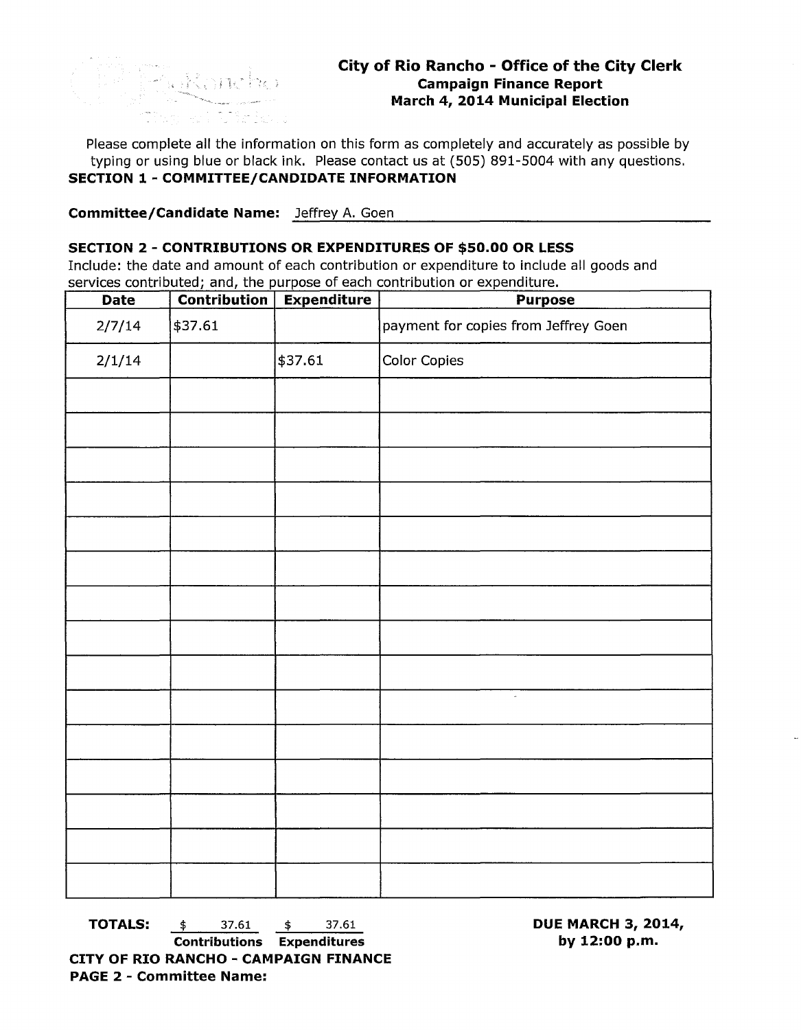## City of Rio Rancho - Office of the City Clerk

### Campaign Finance Report

### March 4, 2014 Municipal Election

Please complete all the information on this form as completely and accurately as possible by typing or using blue or black ink. Please contact us at (505) 891-5004 with any questions.

**SECTION 1 - COMMITTEE/CANDIDATE INFORMATION**

**Committee/Candidate Name:** Jeffrey A. Goen

**SECTION 2 - CONTRIBUTIONS OR EXPENDITURES OF $50.00 OR LESS**

Include: the date and amount of each contribution or expenditure to include all goods and services contributed; and, the purpose of each contribution or expenditure.

| Date | Contribution | Expenditure | Purpose |
|---|---|---|---|
| 2/7/14 | $37.61 | | payment for copies from Jeffrey Goen |
| 2/1/14 | | $37.61 | Color Copies |
| | | | |
| | | | |
| | | | |
| | | | |
| | | | |
| | | | |
| | | | |
| | | | |
| | | | |
| | | | |
| | | | |
| | | | |
| | | | |
| | | | |
| | | | |

**TOTALS:** $ 37.61 (**Contributions**) $ 37.61 (**Expenditures**)

**DUE MARCH 3, 2014, by 12:00 p.m.**

**CITY OF RIO RANCHO - CAMPAIGN FINANCE**

**PAGE 2 - Committee Name:**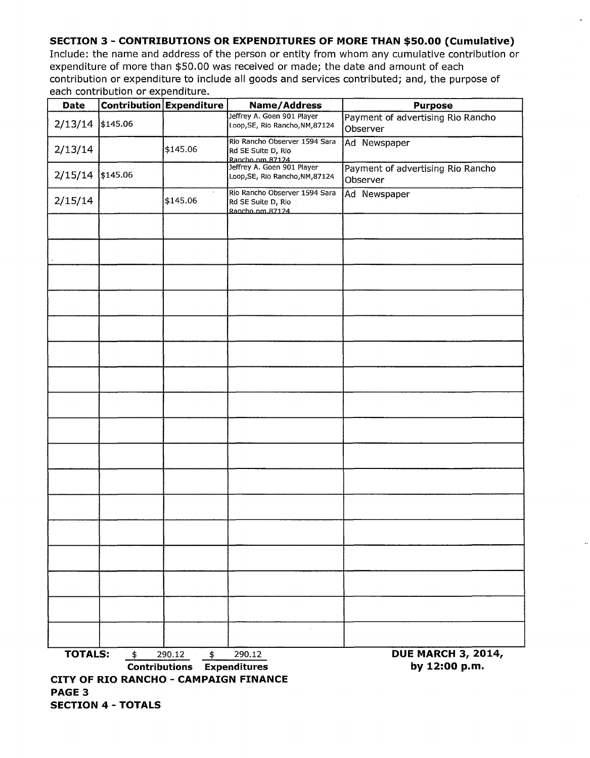**SECTION 3 - CONTRIBUTIONS OR EXPENDITURES OF MORE THAN $50.00 (Cumulative)**

Include: the name and address of the person or entity from whom any cumulative contribution or expenditure of more than $50.00 was received or made; the date and amount of each contribution or expenditure to include all goods and services contributed; and, the purpose of each contribution or expenditure.

| Date | Contribution | Expenditure | Name/Address | Purpose |
|---|---|---|---|---|
| 2/13/14 | $145.06 | | Jeffrey A. Goen 901 Player Loop,SE, Rio Rancho,NM,87124 | Payment of advertising Rio Rancho Observer |
| 2/13/14 | | $145.06 | Rio Rancho Observer 1594 Sara Rd SE Suite D, Rio Rancho,nm,87124 | Ad Newspaper |
| 2/15/14 | $145.06 | | Jeffrey A. Goen 901 Player Loop,SE, Rio Rancho,NM,87124 | Payment of advertising Rio Rancho Observer |
| 2/15/14 | | $145.06 | Rio Rancho Observer 1594 Sara Rd SE Suite D, Rio Rancho,nm,87124 | Ad Newspaper |
| | | | | |
| | | | | |
| | | | | |
| | | | | |
| | | | | |
| | | | | |
| | | | | |
| | | | | |
| | | | | |
| | | | | |
| | | | | |
| | | | | |
| | | | | |
| | | | | |
| | | | | |
| | | | | |
| | | | | |

**TOTALS:** $ 290.12 **Contributions** $ 290.12 **Expenditures**

**DUE MARCH 3, 2014, by 12:00 p.m.**

**CITY OF RIO RANCHO - CAMPAIGN FINANCE**

**PAGE 3**

**SECTION 4 - TOTALS**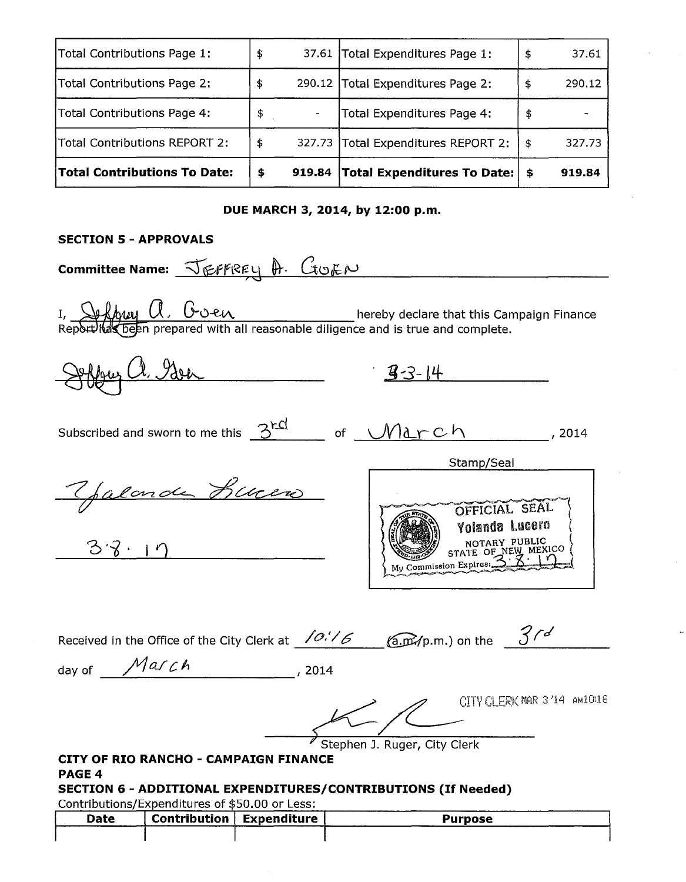| Total Contributions Page 1: | $ 37.61 | Total Expenditures Page 1: | $ 37.61 |
|---|---|---|---|
| Total Contributions Page 2: | $ 290.12 | Total Expenditures Page 2: | $ 290.12 |
| Total Contributions Page 4: | $ - | Total Expenditures Page 4: | $ - |
| Total Contributions REPORT 2: | $ 327.73 | Total Expenditures REPORT 2: | $ 327.73 |
| **Total Contributions To Date:** | **$ 919.84** | **Total Expenditures To Date:** | **$ 919.84** |

**DUE MARCH 3, 2014, by 12:00 p.m.**

**SECTION 5 - APPROVALS**

**Committee Name:** JEFFREY A. GOEN

I, Jeffrey A. Goen hereby declare that this Campaign Finance Report has been prepared with all reasonable diligence and is true and complete.

Jeffrey A. Goen 3-3-14

Subscribed and sworn to me this 3rd of March, 2014

Yolanda Lucero

3·8·17

Stamp/Seal

OFFICIAL SEAL
Yolanda Lucero
NOTARY PUBLIC
STATE OF NEW MEXICO
My Commission Expires: 3·8·17

Received in the Office of the City Clerk at 10:16 (a.m./p.m.) on the 3rd day of March, 2014

CITY CLERK MAR 3 '14 AM10:16

Stephen J. Ruger, City Clerk

**CITY OF RIO RANCHO - CAMPAIGN FINANCE**
**PAGE 4**
**SECTION 6 - ADDITIONAL EXPENDITURES/CONTRIBUTIONS (If Needed)**

Contributions/Expenditures of $50.00 or Less:

| Date | Contribution | Expenditure | Purpose |
|---|---|---|---|
| | | | |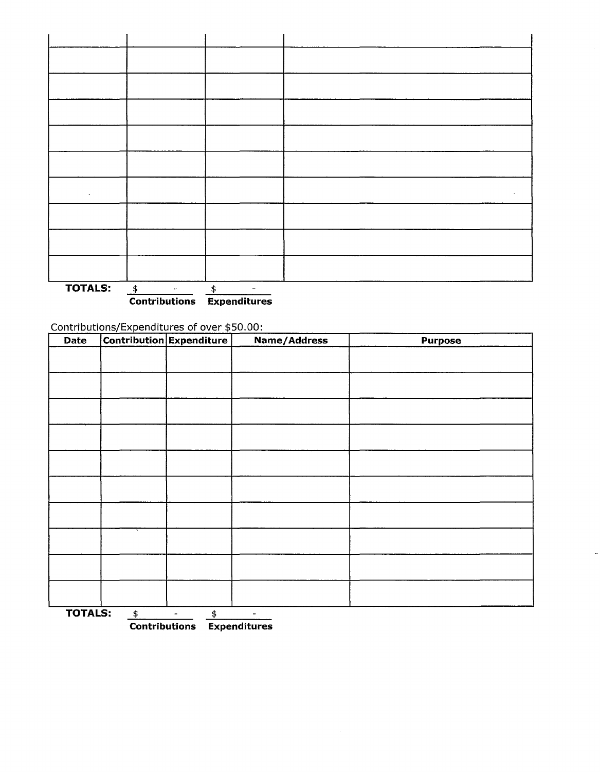| | | | |
|---|---|---|---|
| | | | |
| | | | |
| | | | |
| | | | |
| | | | |
| | | | |
| | | | |
| | | | |
| | | | |
| | | | |

**TOTALS:** $ - (Contributions) $ - (Expenditures)

Contributions/Expenditures of over $50.00:

| Date | Contribution | Expenditure | Name/Address | Purpose |
|---|---|---|---|---|
| | | | | |
| | | | | |
| | | | | |
| | | | | |
| | | | | |
| | | | | |
| | | | | |
| | | | | |
| | | | | |
| | | | | |

**TOTALS:** $ - (Contributions) $ - (Expenditures)